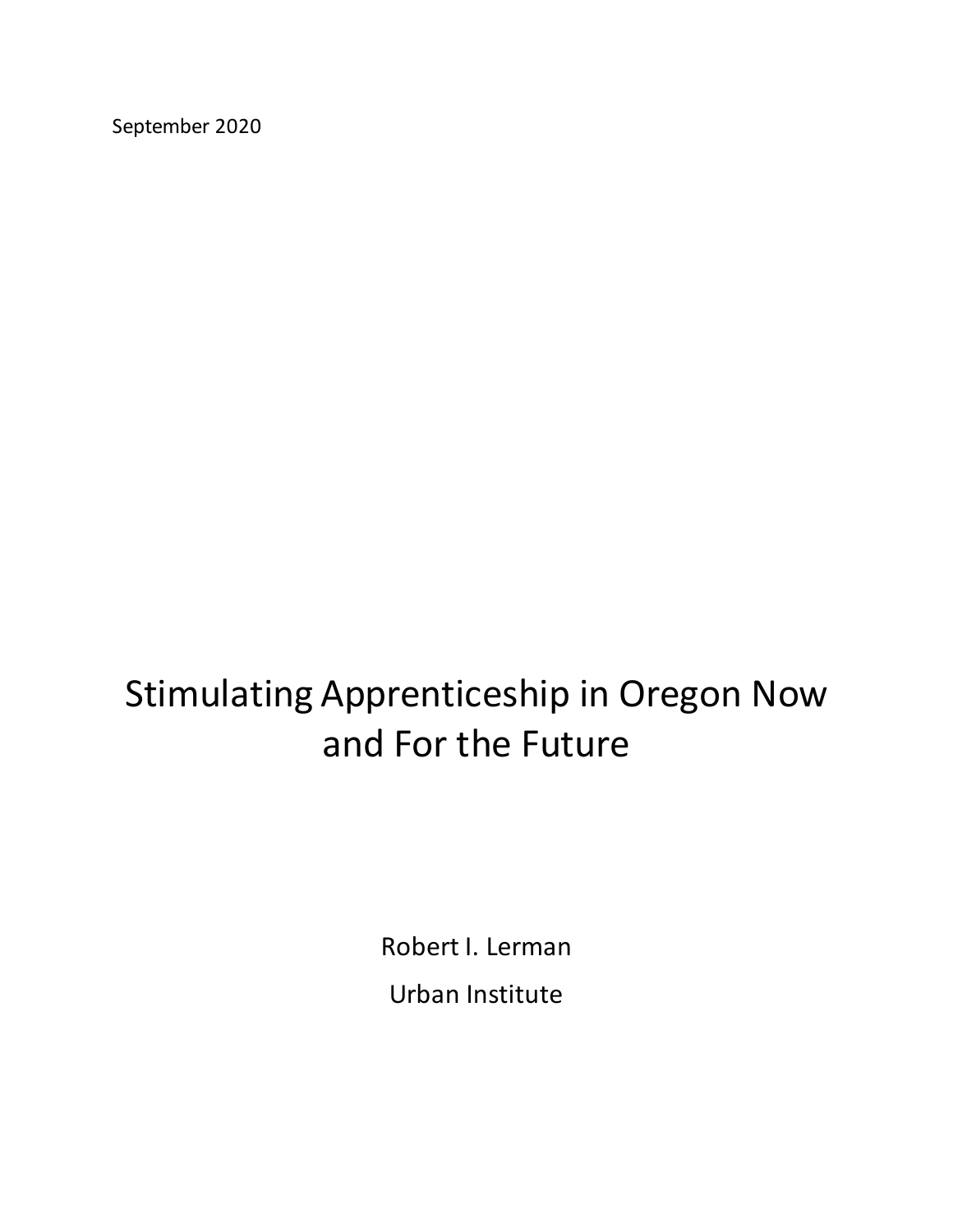September 2020

# Stimulating Apprenticeship in Oregon Now and For the Future

Robert I. Lerman

Urban Institute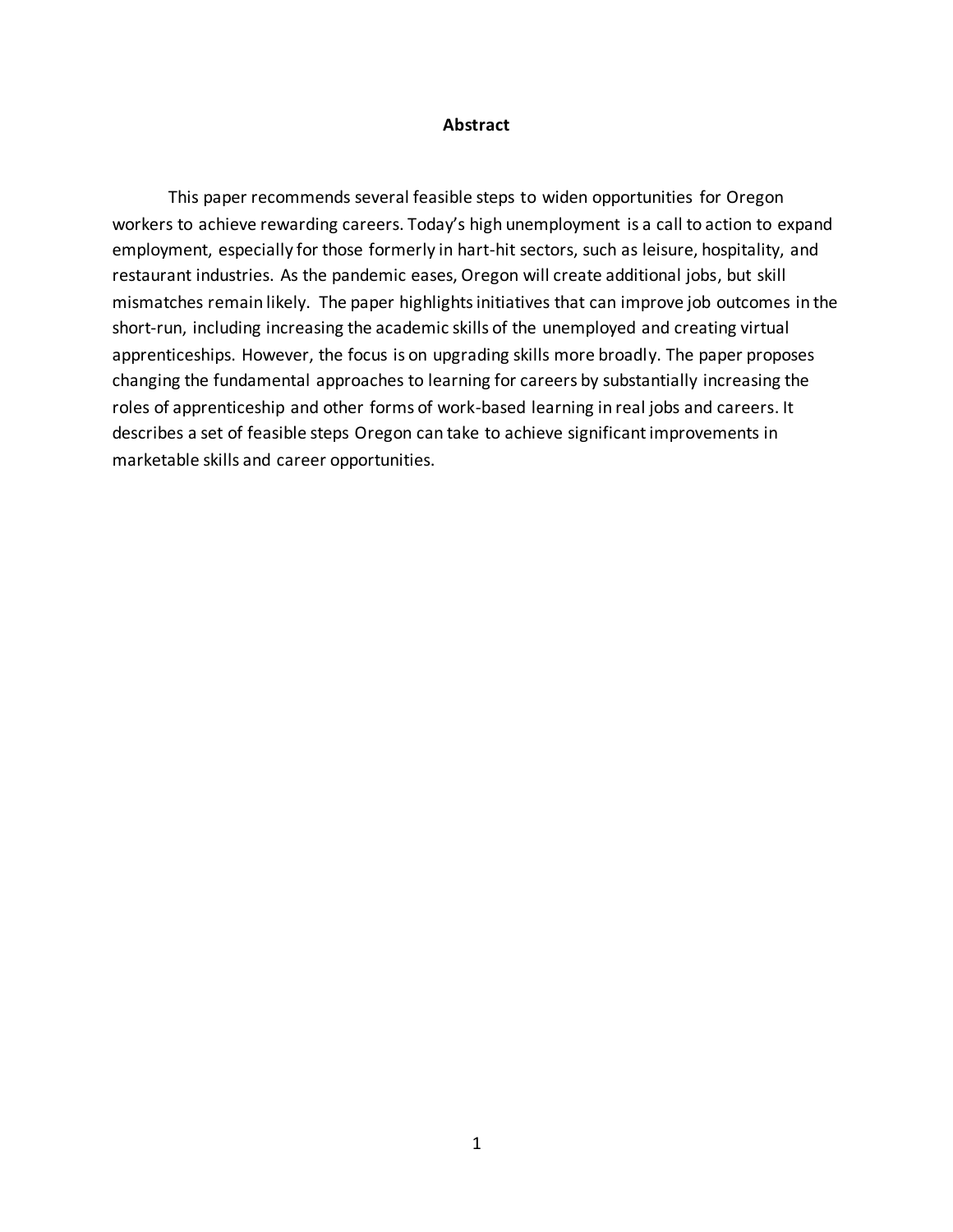## Abstract

This paper recommends several feasible steps to widen opportunities for Oregon workers to achieve rewarding careers. Today's high unemployment is a call to action to expand employment, especially for those formerly in hart-hit sectors, such as leisure, hospitality, and restaurant industries. As the pandemic eases, Oregon will create additional jobs, but skill mismatches remain likely. The paper highlights initiatives that can improve job outcomes in the short-run, including increasing the academic skills of the unemployed and creating virtual apprenticeships. However, the focus is on upgrading skills more broadly. The paper proposes changing the fundamental approaches to learning for careers by substantially increasing the roles of apprenticeship and other forms of work-based learning in real jobs and careers. It describes a set of feasible steps Oregon can take to achieve significant improvements in marketable skills and career opportunities.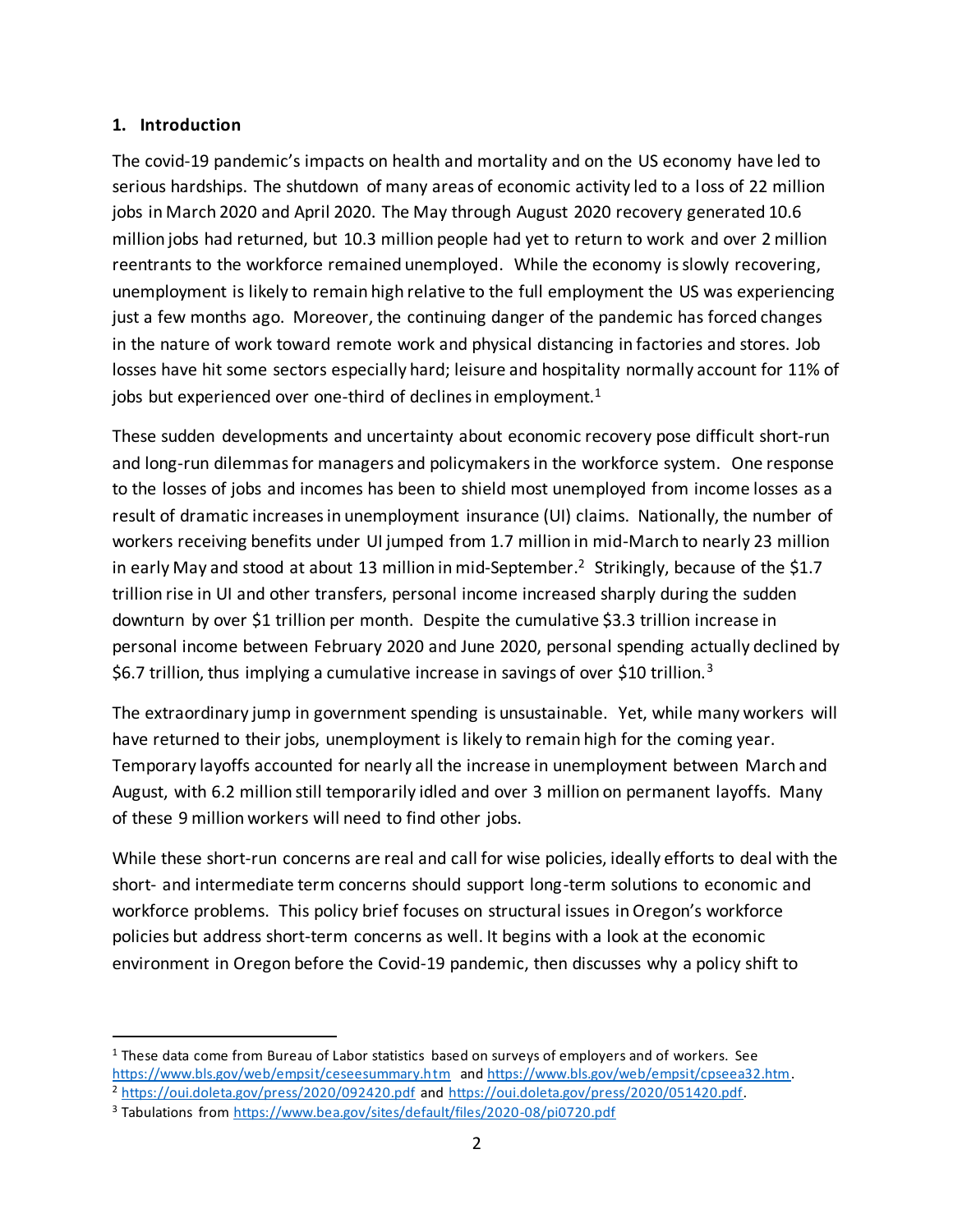## 1. Introduction

The covid-19 pandemic's impacts on health and mortality and on the US economy have led to serious hardships. The shutdown of many areas of economic activity led to a loss of 22 million jobs in March 2020 and April 2020. The May through August 2020 recovery generated 10.6 million jobs had returned, but 10.3 million people had yet to return to work and over 2 million reentrants to the workforce remained unemployed. While the economy is slowly recovering, unemployment is likely to remain high relative to the full employment the US was experiencing just a few months ago. Moreover, the continuing danger of the pandemic has forced changes in the nature of work toward remote work and physical distancing in factories and stores. Job losses have hit some sectors especially hard; leisure and hospitality normally account for 11% of jobs but experienced over one-third of declines in employment.[1]

These sudden developments and uncertainty about economic recovery pose difficult short-run and long-run dilemmas for managers and policymakers in the workforce system. One response to the losses of jobs and incomes has been to shield most unemployed from income losses as a result of dramatic increases in unemployment insurance (UI) claims. Nationally, the number of workers receiving benefits under UI jumped from 1.7 million in mid-March to nearly 23 million in early May and stood at about 13 million in mid-September.[2] Strikingly, because of the $1.7 trillion rise in UI and other transfers, personal income increased sharply during the sudden downturn by over $1 trillion per month. Despite the cumulative $3.3 trillion increase in personal income between February 2020 and June 2020, personal spending actually declined by $6.7 trillion, thus implying a cumulative increase in savings of over $10 trillion.[3]

The extraordinary jump in government spending is unsustainable. Yet, while many workers will have returned to their jobs, unemployment is likely to remain high for the coming year. Temporary layoffs accounted for nearly all the increase in unemployment between March and August, with 6.2 million still temporarily idled and over 3 million on permanent layoffs. Many of these 9 million workers will need to find other jobs.

While these short-run concerns are real and call for wise policies, ideally efforts to deal with the short- and intermediate term concerns should support long-term solutions to economic and workforce problems. This policy brief focuses on structural issues in Oregon's workforce policies but address short-term concerns as well. It begins with a look at the economic environment in Oregon before the Covid-19 pandemic, then discusses why a policy shift to

---

[1] These data come from Bureau of Labor statistics based on surveys of employers and of workers. See https://www.bls.gov/web/empsit/ceseesummary.htm and https://www.bls.gov/web/empsit/cpseea32.htm.

[2] https://oui.doleta.gov/press/2020/092420.pdf and https://oui.doleta.gov/press/2020/051420.pdf.

[3] Tabulations from https://www.bea.gov/sites/default/files/2020-08/pi0720.pdf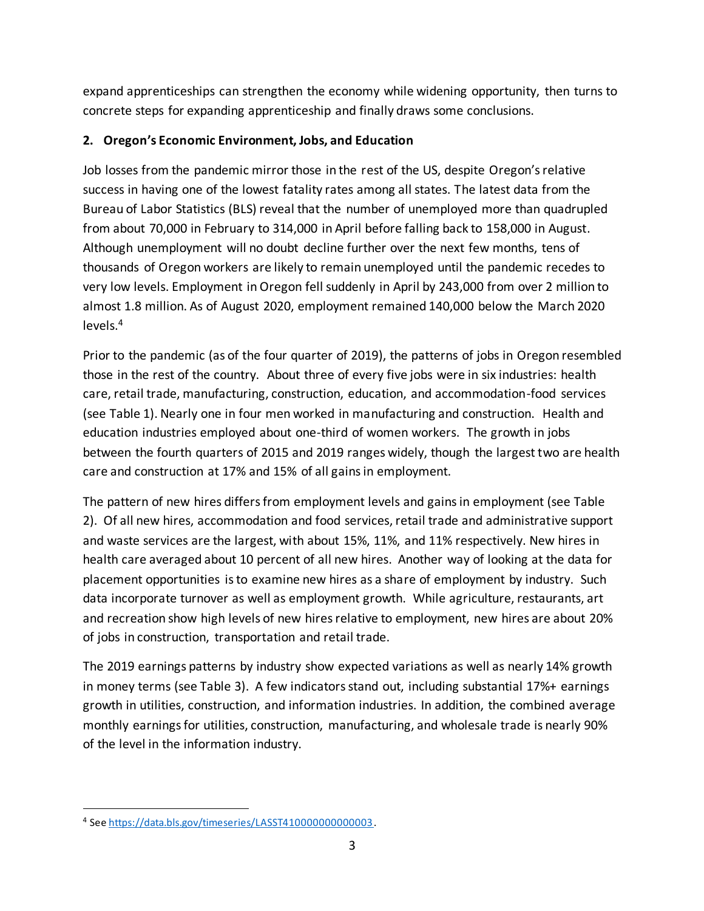expand apprenticeships can strengthen the economy while widening opportunity, then turns to concrete steps for expanding apprenticeship and finally draws some conclusions.

## 2. Oregon's Economic Environment, Jobs, and Education

Job losses from the pandemic mirror those in the rest of the US, despite Oregon's relative success in having one of the lowest fatality rates among all states. The latest data from the Bureau of Labor Statistics (BLS) reveal that the number of unemployed more than quadrupled from about 70,000 in February to 314,000 in April before falling back to 158,000 in August. Although unemployment will no doubt decline further over the next few months, tens of thousands of Oregon workers are likely to remain unemployed until the pandemic recedes to very low levels. Employment in Oregon fell suddenly in April by 243,000 from over 2 million to almost 1.8 million. As of August 2020, employment remained 140,000 below the March 2020 levels.[4]

Prior to the pandemic (as of the four quarter of 2019), the patterns of jobs in Oregon resembled those in the rest of the country. About three of every five jobs were in six industries: health care, retail trade, manufacturing, construction, education, and accommodation-food services (see Table 1). Nearly one in four men worked in manufacturing and construction. Health and education industries employed about one-third of women workers. The growth in jobs between the fourth quarters of 2015 and 2019 ranges widely, though the largest two are health care and construction at 17% and 15% of all gains in employment.

The pattern of new hires differs from employment levels and gains in employment (see Table 2). Of all new hires, accommodation and food services, retail trade and administrative support and waste services are the largest, with about 15%, 11%, and 11% respectively. New hires in health care averaged about 10 percent of all new hires. Another way of looking at the data for placement opportunities is to examine new hires as a share of employment by industry. Such data incorporate turnover as well as employment growth. While agriculture, restaurants, art and recreation show high levels of new hires relative to employment, new hires are about 20% of jobs in construction, transportation and retail trade.

The 2019 earnings patterns by industry show expected variations as well as nearly 14% growth in money terms (see Table 3). A few indicators stand out, including substantial 17%+ earnings growth in utilities, construction, and information industries. In addition, the combined average monthly earnings for utilities, construction, manufacturing, and wholesale trade is nearly 90% of the level in the information industry.

[4] See https://data.bls.gov/timeseries/LASST410000000000003.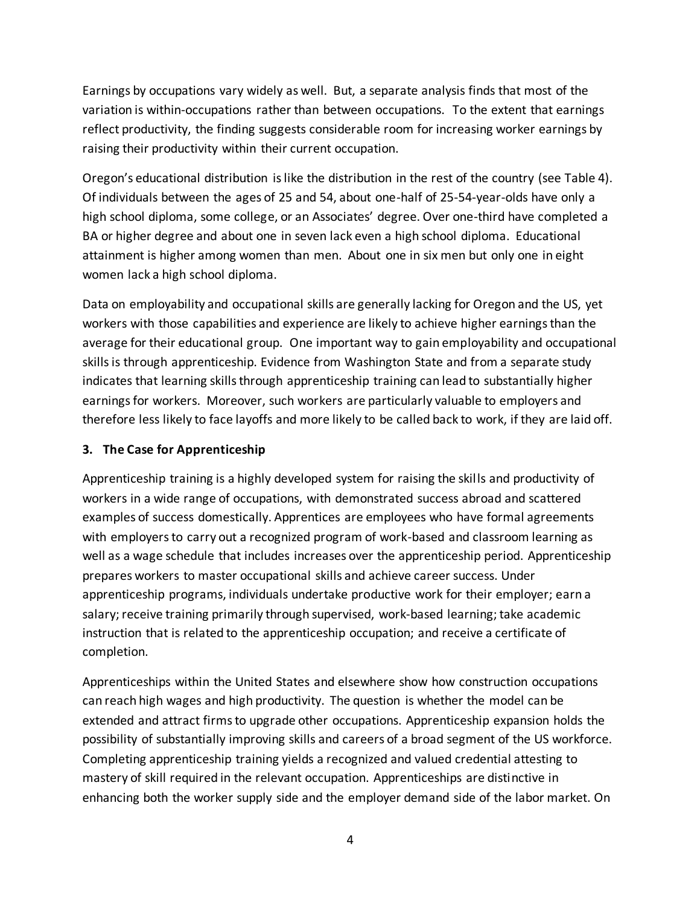Earnings by occupations vary widely as well. But, a separate analysis finds that most of the variation is within-occupations rather than between occupations. To the extent that earnings reflect productivity, the finding suggests considerable room for increasing worker earnings by raising their productivity within their current occupation.

Oregon's educational distribution is like the distribution in the rest of the country (see Table 4). Of individuals between the ages of 25 and 54, about one-half of 25-54-year-olds have only a high school diploma, some college, or an Associates' degree. Over one-third have completed a BA or higher degree and about one in seven lack even a high school diploma. Educational attainment is higher among women than men. About one in six men but only one in eight women lack a high school diploma.

Data on employability and occupational skills are generally lacking for Oregon and the US, yet workers with those capabilities and experience are likely to achieve higher earnings than the average for their educational group. One important way to gain employability and occupational skills is through apprenticeship. Evidence from Washington State and from a separate study indicates that learning skills through apprenticeship training can lead to substantially higher earnings for workers. Moreover, such workers are particularly valuable to employers and therefore less likely to face layoffs and more likely to be called back to work, if they are laid off.

## 3. The Case for Apprenticeship

Apprenticeship training is a highly developed system for raising the skills and productivity of workers in a wide range of occupations, with demonstrated success abroad and scattered examples of success domestically. Apprentices are employees who have formal agreements with employers to carry out a recognized program of work-based and classroom learning as well as a wage schedule that includes increases over the apprenticeship period. Apprenticeship prepares workers to master occupational skills and achieve career success. Under apprenticeship programs, individuals undertake productive work for their employer; earn a salary; receive training primarily through supervised, work-based learning; take academic instruction that is related to the apprenticeship occupation; and receive a certificate of completion.

Apprenticeships within the United States and elsewhere show how construction occupations can reach high wages and high productivity. The question is whether the model can be extended and attract firms to upgrade other occupations. Apprenticeship expansion holds the possibility of substantially improving skills and careers of a broad segment of the US workforce. Completing apprenticeship training yields a recognized and valued credential attesting to mastery of skill required in the relevant occupation. Apprenticeships are distinctive in enhancing both the worker supply side and the employer demand side of the labor market. On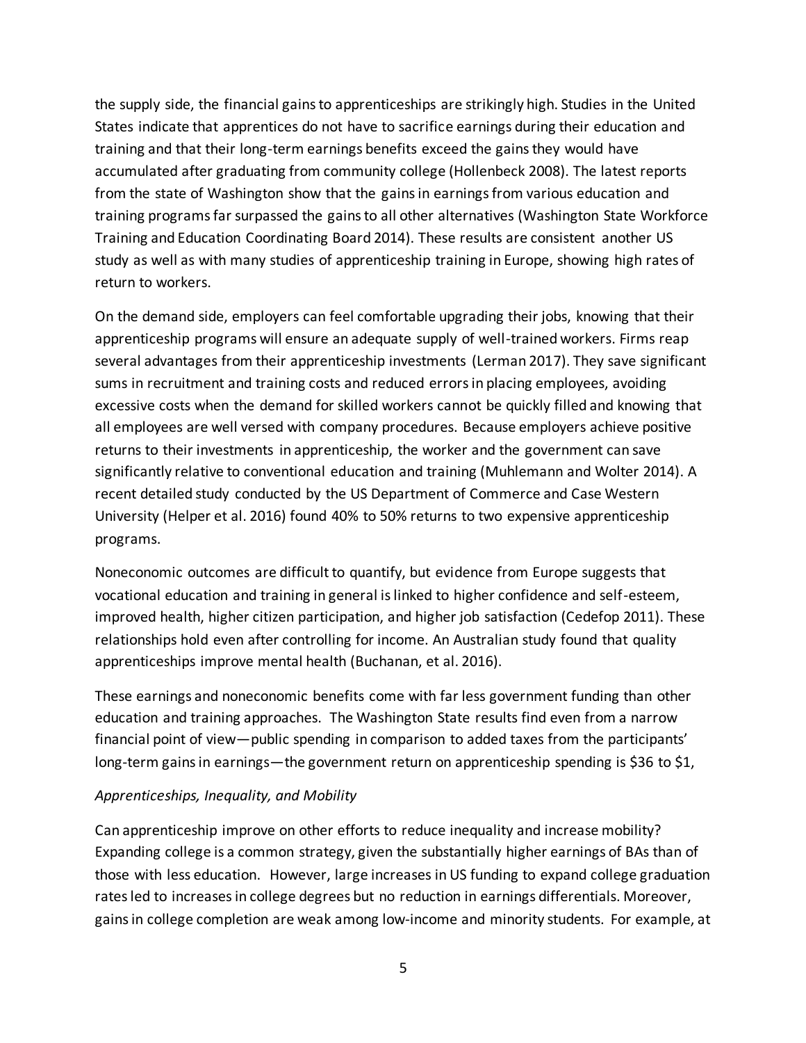the supply side, the financial gains to apprenticeships are strikingly high. Studies in the United States indicate that apprentices do not have to sacrifice earnings during their education and training and that their long-term earnings benefits exceed the gains they would have accumulated after graduating from community college (Hollenbeck 2008). The latest reports from the state of Washington show that the gains in earnings from various education and training programs far surpassed the gains to all other alternatives (Washington State Workforce Training and Education Coordinating Board 2014). These results are consistent another US study as well as with many studies of apprenticeship training in Europe, showing high rates of return to workers.

On the demand side, employers can feel comfortable upgrading their jobs, knowing that their apprenticeship programs will ensure an adequate supply of well-trained workers. Firms reap several advantages from their apprenticeship investments (Lerman 2017). They save significant sums in recruitment and training costs and reduced errors in placing employees, avoiding excessive costs when the demand for skilled workers cannot be quickly filled and knowing that all employees are well versed with company procedures. Because employers achieve positive returns to their investments in apprenticeship, the worker and the government can save significantly relative to conventional education and training (Muhlemann and Wolter 2014). A recent detailed study conducted by the US Department of Commerce and Case Western University (Helper et al. 2016) found 40% to 50% returns to two expensive apprenticeship programs.

Noneconomic outcomes are difficult to quantify, but evidence from Europe suggests that vocational education and training in general is linked to higher confidence and self-esteem, improved health, higher citizen participation, and higher job satisfaction (Cedefop 2011). These relationships hold even after controlling for income. An Australian study found that quality apprenticeships improve mental health (Buchanan, et al. 2016).

These earnings and noneconomic benefits come with far less government funding than other education and training approaches. The Washington State results find even from a narrow financial point of view—public spending in comparison to added taxes from the participants' long-term gains in earnings—the government return on apprenticeship spending is $36 to $1,

*Apprenticeships, Inequality, and Mobility*

Can apprenticeship improve on other efforts to reduce inequality and increase mobility? Expanding college is a common strategy, given the substantially higher earnings of BAs than of those with less education. However, large increases in US funding to expand college graduation rates led to increases in college degrees but no reduction in earnings differentials. Moreover, gains in college completion are weak among low-income and minority students. For example, at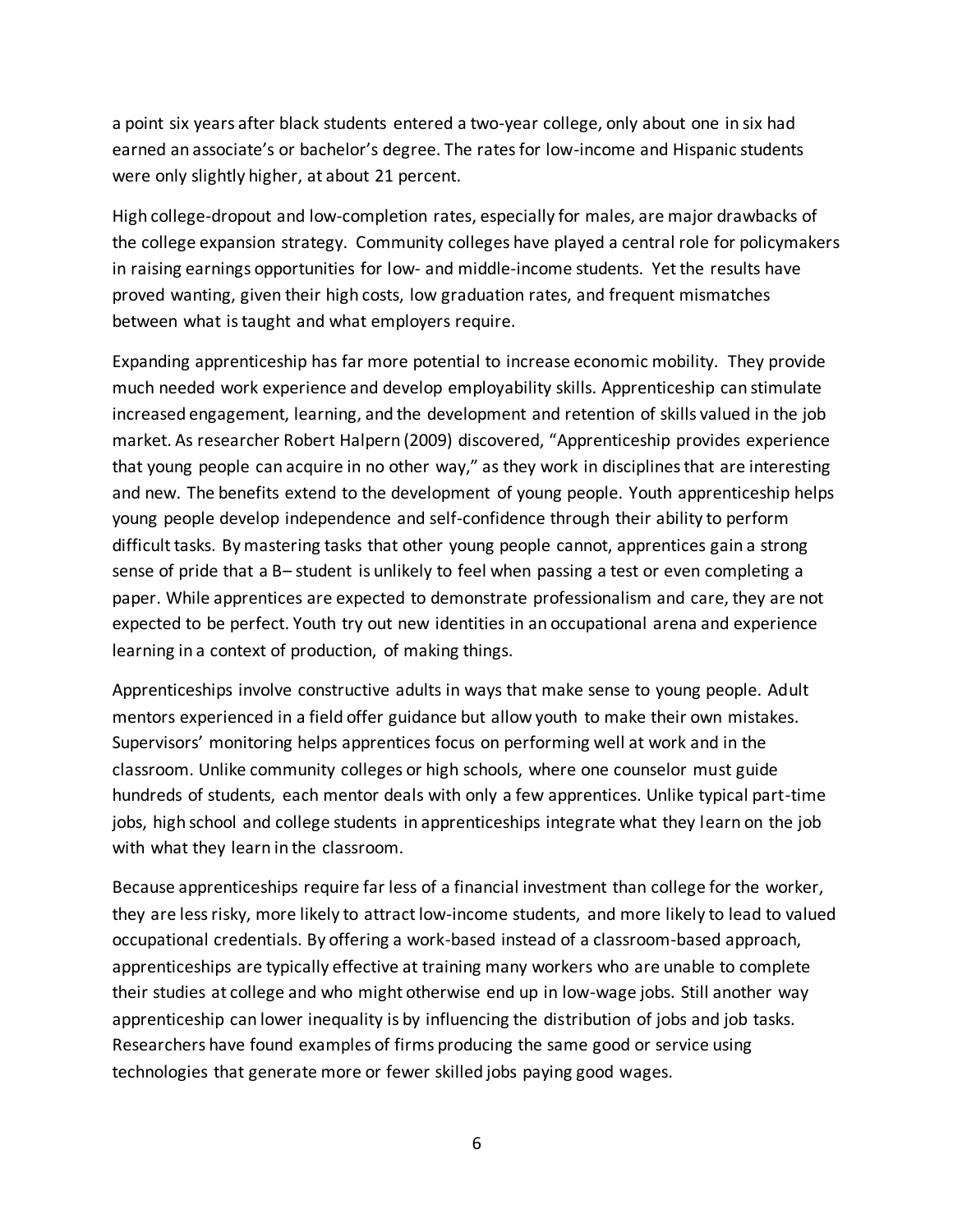a point six years after black students entered a two-year college, only about one in six had earned an associate's or bachelor's degree. The rates for low-income and Hispanic students were only slightly higher, at about 21 percent.

High college-dropout and low-completion rates, especially for males, are major drawbacks of the college expansion strategy. Community colleges have played a central role for policymakers in raising earnings opportunities for low- and middle-income students. Yet the results have proved wanting, given their high costs, low graduation rates, and frequent mismatches between what is taught and what employers require.

Expanding apprenticeship has far more potential to increase economic mobility. They provide much needed work experience and develop employability skills. Apprenticeship can stimulate increased engagement, learning, and the development and retention of skills valued in the job market. As researcher Robert Halpern (2009) discovered, "Apprenticeship provides experience that young people can acquire in no other way," as they work in disciplines that are interesting and new. The benefits extend to the development of young people. Youth apprenticeship helps young people develop independence and self-confidence through their ability to perform difficult tasks. By mastering tasks that other young people cannot, apprentices gain a strong sense of pride that a B– student is unlikely to feel when passing a test or even completing a paper. While apprentices are expected to demonstrate professionalism and care, they are not expected to be perfect. Youth try out new identities in an occupational arena and experience learning in a context of production, of making things.

Apprenticeships involve constructive adults in ways that make sense to young people. Adult mentors experienced in a field offer guidance but allow youth to make their own mistakes. Supervisors' monitoring helps apprentices focus on performing well at work and in the classroom. Unlike community colleges or high schools, where one counselor must guide hundreds of students, each mentor deals with only a few apprentices. Unlike typical part-time jobs, high school and college students in apprenticeships integrate what they learn on the job with what they learn in the classroom.

Because apprenticeships require far less of a financial investment than college for the worker, they are less risky, more likely to attract low-income students, and more likely to lead to valued occupational credentials. By offering a work-based instead of a classroom-based approach, apprenticeships are typically effective at training many workers who are unable to complete their studies at college and who might otherwise end up in low-wage jobs. Still another way apprenticeship can lower inequality is by influencing the distribution of jobs and job tasks. Researchers have found examples of firms producing the same good or service using technologies that generate more or fewer skilled jobs paying good wages.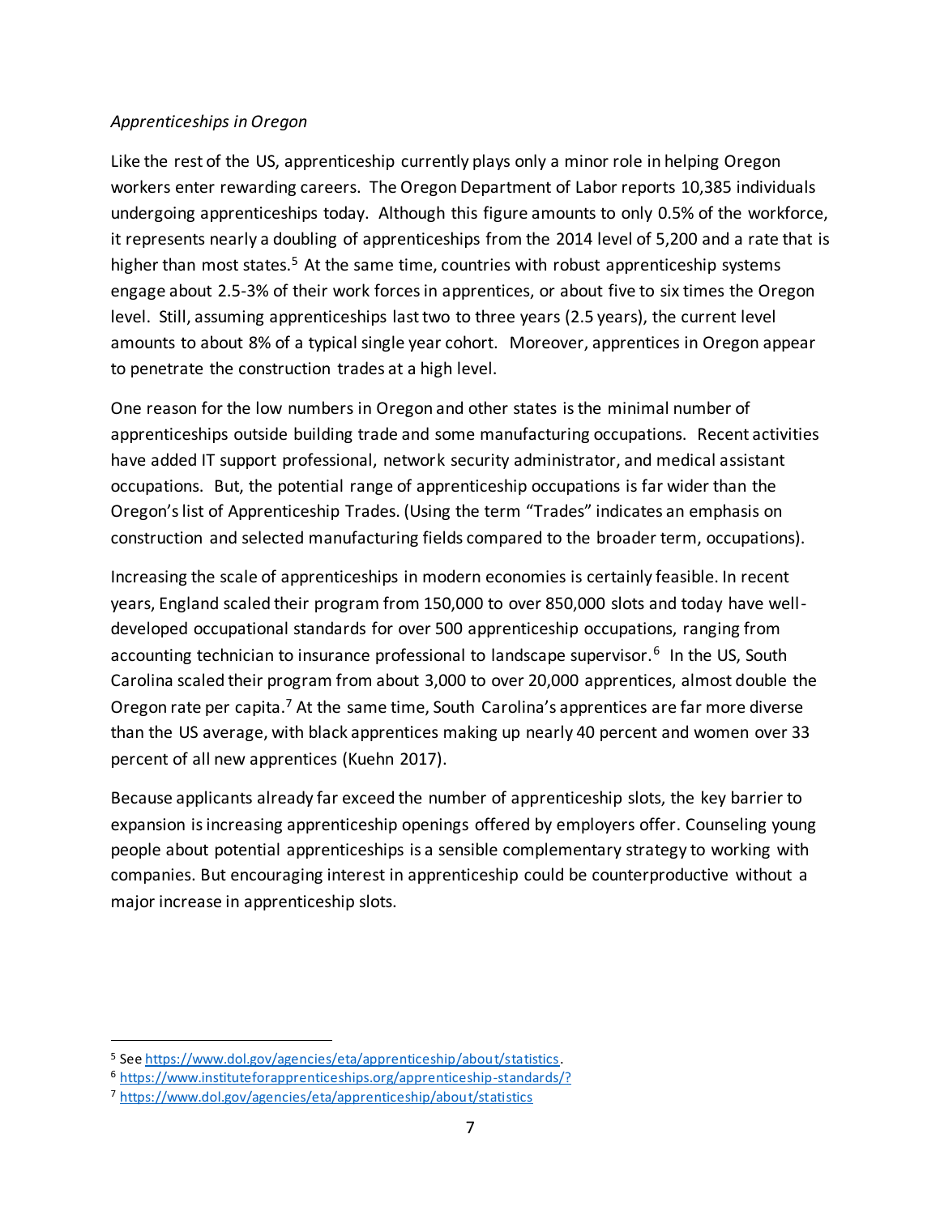*Apprenticeships in Oregon*

Like the rest of the US, apprenticeship currently plays only a minor role in helping Oregon workers enter rewarding careers. The Oregon Department of Labor reports 10,385 individuals undergoing apprenticeships today. Although this figure amounts to only 0.5% of the workforce, it represents nearly a doubling of apprenticeships from the 2014 level of 5,200 and a rate that is higher than most states.[5] At the same time, countries with robust apprenticeship systems engage about 2.5-3% of their work forces in apprentices, or about five to six times the Oregon level. Still, assuming apprenticeships last two to three years (2.5 years), the current level amounts to about 8% of a typical single year cohort. Moreover, apprentices in Oregon appear to penetrate the construction trades at a high level.

One reason for the low numbers in Oregon and other states is the minimal number of apprenticeships outside building trade and some manufacturing occupations. Recent activities have added IT support professional, network security administrator, and medical assistant occupations. But, the potential range of apprenticeship occupations is far wider than the Oregon's list of Apprenticeship Trades. (Using the term "Trades" indicates an emphasis on construction and selected manufacturing fields compared to the broader term, occupations).

Increasing the scale of apprenticeships in modern economies is certainly feasible. In recent years, England scaled their program from 150,000 to over 850,000 slots and today have well-developed occupational standards for over 500 apprenticeship occupations, ranging from accounting technician to insurance professional to landscape supervisor.[6] In the US, South Carolina scaled their program from about 3,000 to over 20,000 apprentices, almost double the Oregon rate per capita.[7] At the same time, South Carolina's apprentices are far more diverse than the US average, with black apprentices making up nearly 40 percent and women over 33 percent of all new apprentices (Kuehn 2017).

Because applicants already far exceed the number of apprenticeship slots, the key barrier to expansion is increasing apprenticeship openings offered by employers offer. Counseling young people about potential apprenticeships is a sensible complementary strategy to working with companies. But encouraging interest in apprenticeship could be counterproductive without a major increase in apprenticeship slots.

---

[5] See https://www.dol.gov/agencies/eta/apprenticeship/about/statistics.

[6] https://www.instituteforapprenticeships.org/apprenticeship-standards/?

[7] https://www.dol.gov/agencies/eta/apprenticeship/about/statistics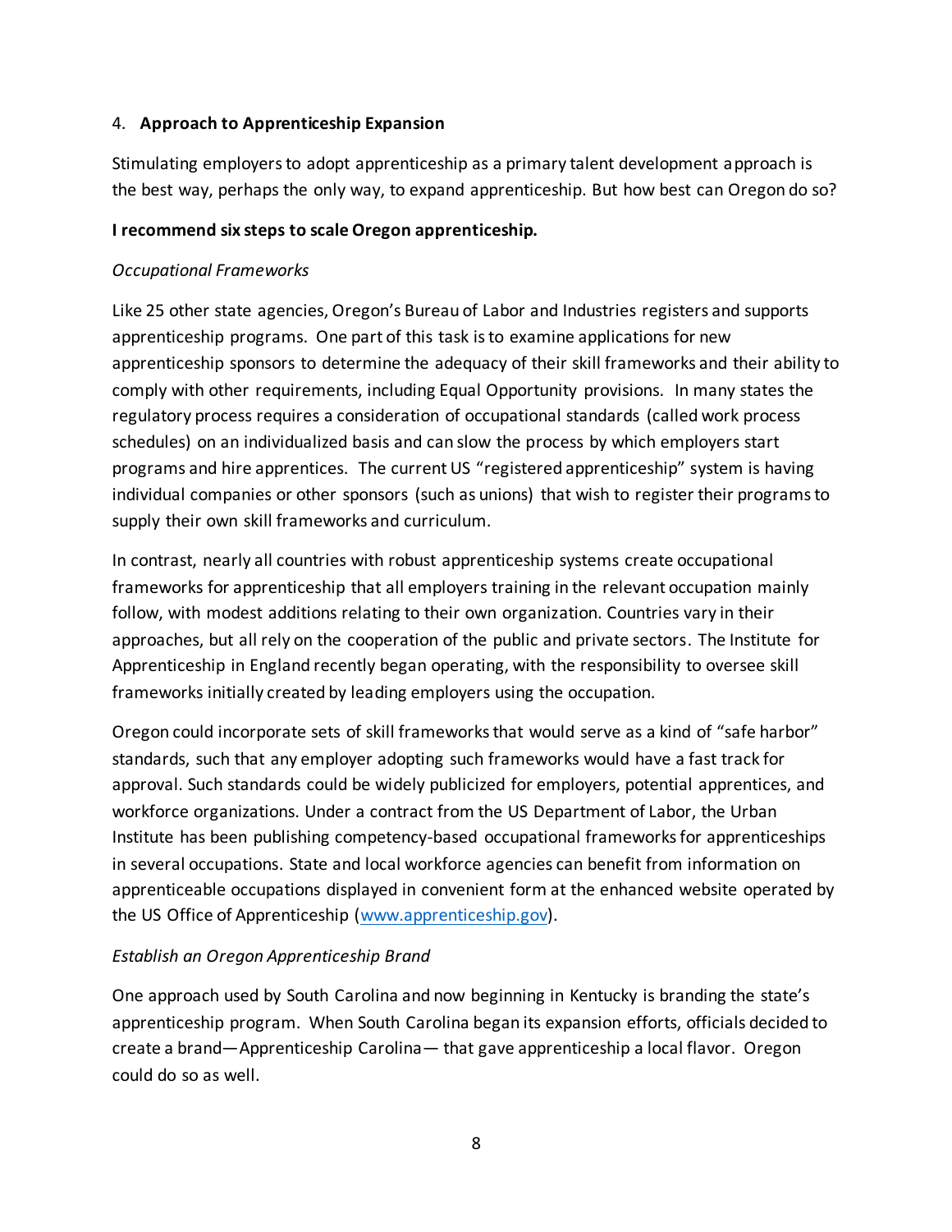## 4. **Approach to Apprenticeship Expansion**

Stimulating employers to adopt apprenticeship as a primary talent development approach is the best way, perhaps the only way, to expand apprenticeship. But how best can Oregon do so?

**I recommend six steps to scale Oregon apprenticeship.**

*Occupational Frameworks*

Like 25 other state agencies, Oregon's Bureau of Labor and Industries registers and supports apprenticeship programs. One part of this task is to examine applications for new apprenticeship sponsors to determine the adequacy of their skill frameworks and their ability to comply with other requirements, including Equal Opportunity provisions. In many states the regulatory process requires a consideration of occupational standards (called work process schedules) on an individualized basis and can slow the process by which employers start programs and hire apprentices. The current US "registered apprenticeship" system is having individual companies or other sponsors (such as unions) that wish to register their programs to supply their own skill frameworks and curriculum.

In contrast, nearly all countries with robust apprenticeship systems create occupational frameworks for apprenticeship that all employers training in the relevant occupation mainly follow, with modest additions relating to their own organization. Countries vary in their approaches, but all rely on the cooperation of the public and private sectors. The Institute for Apprenticeship in England recently began operating, with the responsibility to oversee skill frameworks initially created by leading employers using the occupation.

Oregon could incorporate sets of skill frameworks that would serve as a kind of "safe harbor" standards, such that any employer adopting such frameworks would have a fast track for approval. Such standards could be widely publicized for employers, potential apprentices, and workforce organizations. Under a contract from the US Department of Labor, the Urban Institute has been publishing competency-based occupational frameworks for apprenticeships in several occupations. State and local workforce agencies can benefit from information on apprenticeable occupations displayed in convenient form at the enhanced website operated by the US Office of Apprenticeship (www.apprenticeship.gov).

*Establish an Oregon Apprenticeship Brand*

One approach used by South Carolina and now beginning in Kentucky is branding the state's apprenticeship program. When South Carolina began its expansion efforts, officials decided to create a brand—Apprenticeship Carolina— that gave apprenticeship a local flavor. Oregon could do so as well.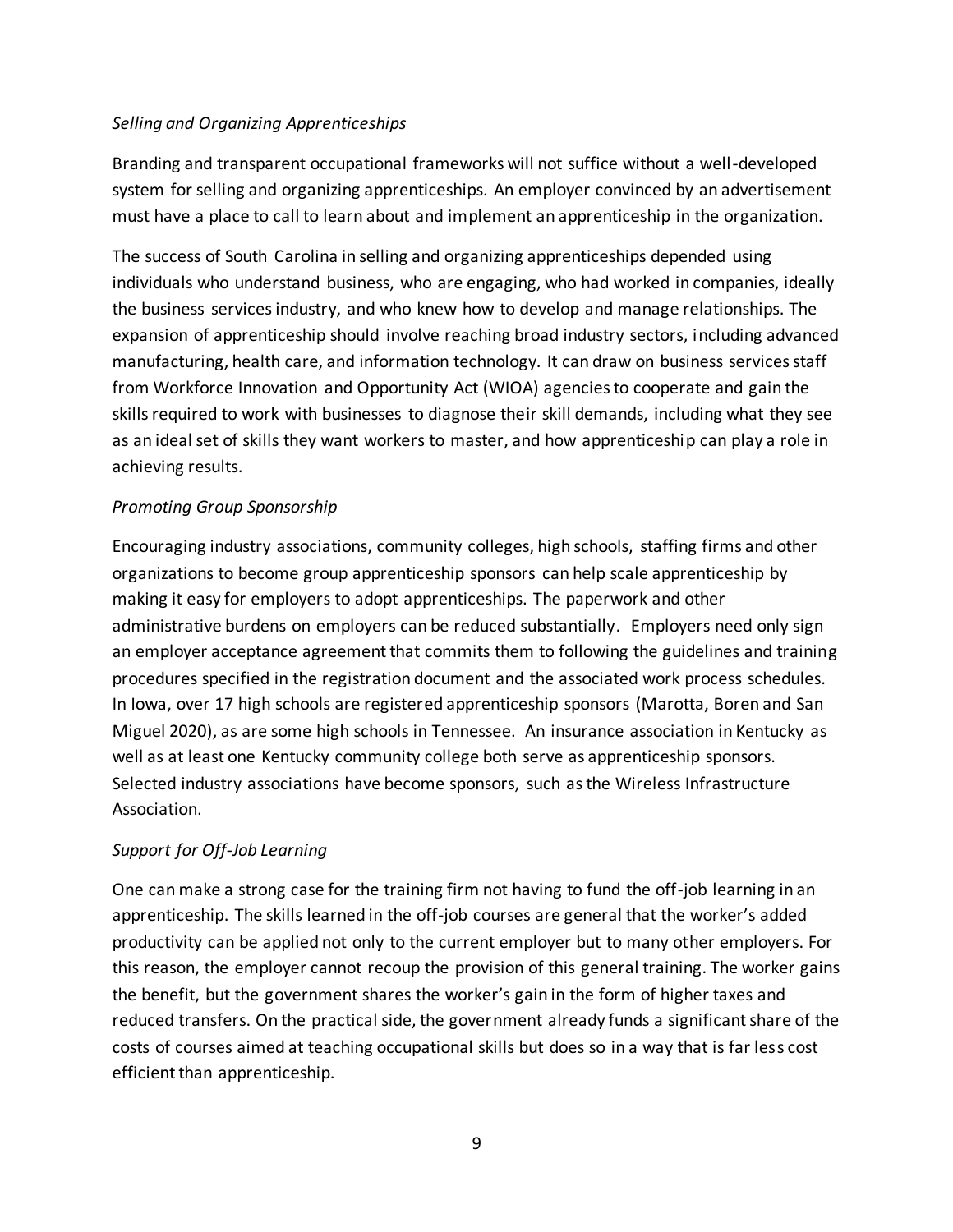*Selling and Organizing Apprenticeships*

Branding and transparent occupational frameworks will not suffice without a well-developed system for selling and organizing apprenticeships. An employer convinced by an advertisement must have a place to call to learn about and implement an apprenticeship in the organization.

The success of South Carolina in selling and organizing apprenticeships depended using individuals who understand business, who are engaging, who had worked in companies, ideally the business services industry, and who knew how to develop and manage relationships. The expansion of apprenticeship should involve reaching broad industry sectors, including advanced manufacturing, health care, and information technology. It can draw on business services staff from Workforce Innovation and Opportunity Act (WIOA) agencies to cooperate and gain the skills required to work with businesses to diagnose their skill demands, including what they see as an ideal set of skills they want workers to master, and how apprenticeship can play a role in achieving results.

*Promoting Group Sponsorship*

Encouraging industry associations, community colleges, high schools, staffing firms and other organizations to become group apprenticeship sponsors can help scale apprenticeship by making it easy for employers to adopt apprenticeships. The paperwork and other administrative burdens on employers can be reduced substantially. Employers need only sign an employer acceptance agreement that commits them to following the guidelines and training procedures specified in the registration document and the associated work process schedules. In Iowa, over 17 high schools are registered apprenticeship sponsors (Marotta, Boren and San Miguel 2020), as are some high schools in Tennessee. An insurance association in Kentucky as well as at least one Kentucky community college both serve as apprenticeship sponsors. Selected industry associations have become sponsors, such as the Wireless Infrastructure Association.

*Support for Off-Job Learning*

One can make a strong case for the training firm not having to fund the off-job learning in an apprenticeship. The skills learned in the off-job courses are general that the worker's added productivity can be applied not only to the current employer but to many other employers. For this reason, the employer cannot recoup the provision of this general training. The worker gains the benefit, but the government shares the worker's gain in the form of higher taxes and reduced transfers. On the practical side, the government already funds a significant share of the costs of courses aimed at teaching occupational skills but does so in a way that is far less cost efficient than apprenticeship.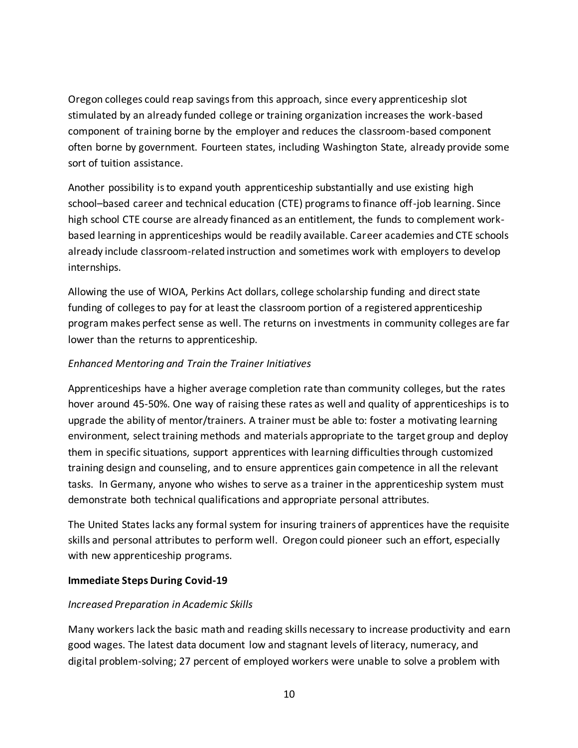Oregon colleges could reap savings from this approach, since every apprenticeship slot stimulated by an already funded college or training organization increases the work-based component of training borne by the employer and reduces the classroom-based component often borne by government. Fourteen states, including Washington State, already provide some sort of tuition assistance.

Another possibility is to expand youth apprenticeship substantially and use existing high school–based career and technical education (CTE) programs to finance off-job learning. Since high school CTE course are already financed as an entitlement, the funds to complement work-based learning in apprenticeships would be readily available. Career academies and CTE schools already include classroom-related instruction and sometimes work with employers to develop internships.

Allowing the use of WIOA, Perkins Act dollars, college scholarship funding and direct state funding of colleges to pay for at least the classroom portion of a registered apprenticeship program makes perfect sense as well. The returns on investments in community colleges are far lower than the returns to apprenticeship.

*Enhanced Mentoring and Train the Trainer Initiatives*

Apprenticeships have a higher average completion rate than community colleges, but the rates hover around 45-50%. One way of raising these rates as well and quality of apprenticeships is to upgrade the ability of mentor/trainers. A trainer must be able to: foster a motivating learning environment, select training methods and materials appropriate to the target group and deploy them in specific situations, support apprentices with learning difficulties through customized training design and counseling, and to ensure apprentices gain competence in all the relevant tasks. In Germany, anyone who wishes to serve as a trainer in the apprenticeship system must demonstrate both technical qualifications and appropriate personal attributes.

The United States lacks any formal system for insuring trainers of apprentices have the requisite skills and personal attributes to perform well. Oregon could pioneer such an effort, especially with new apprenticeship programs.

**Immediate Steps During Covid-19**

*Increased Preparation in Academic Skills*

Many workers lack the basic math and reading skills necessary to increase productivity and earn good wages. The latest data document low and stagnant levels of literacy, numeracy, and digital problem-solving; 27 percent of employed workers were unable to solve a problem with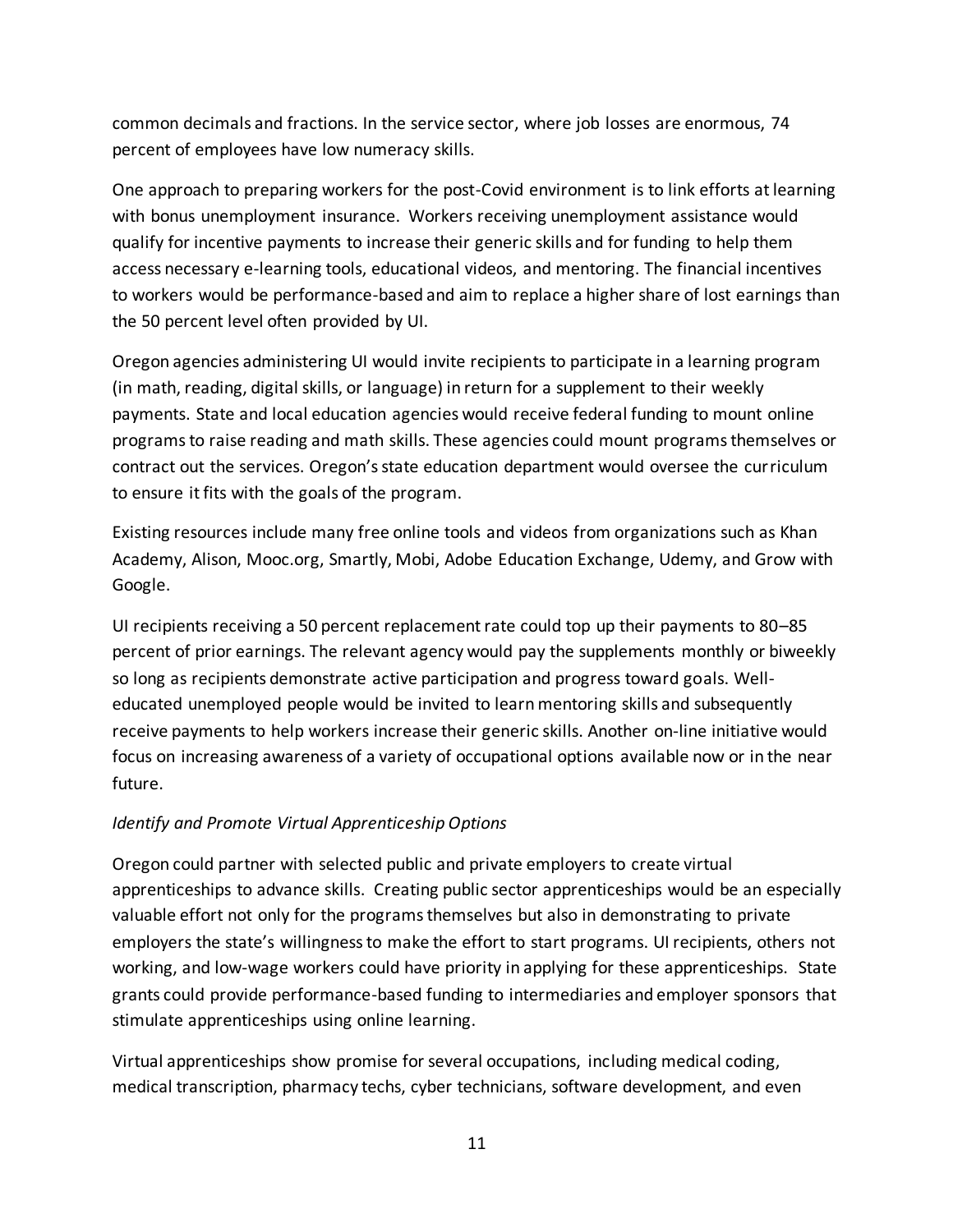common decimals and fractions. In the service sector, where job losses are enormous, 74 percent of employees have low numeracy skills.

One approach to preparing workers for the post-Covid environment is to link efforts at learning with bonus unemployment insurance. Workers receiving unemployment assistance would qualify for incentive payments to increase their generic skills and for funding to help them access necessary e-learning tools, educational videos, and mentoring. The financial incentives to workers would be performance-based and aim to replace a higher share of lost earnings than the 50 percent level often provided by UI.

Oregon agencies administering UI would invite recipients to participate in a learning program (in math, reading, digital skills, or language) in return for a supplement to their weekly payments. State and local education agencies would receive federal funding to mount online programs to raise reading and math skills. These agencies could mount programs themselves or contract out the services. Oregon's state education department would oversee the curriculum to ensure it fits with the goals of the program.

Existing resources include many free online tools and videos from organizations such as Khan Academy, Alison, Mooc.org, Smartly, Mobi, Adobe Education Exchange, Udemy, and Grow with Google.

UI recipients receiving a 50 percent replacement rate could top up their payments to 80–85 percent of prior earnings. The relevant agency would pay the supplements monthly or biweekly so long as recipients demonstrate active participation and progress toward goals. Well-educated unemployed people would be invited to learn mentoring skills and subsequently receive payments to help workers increase their generic skills. Another on-line initiative would focus on increasing awareness of a variety of occupational options available now or in the near future.

*Identify and Promote Virtual Apprenticeship Options*

Oregon could partner with selected public and private employers to create virtual apprenticeships to advance skills. Creating public sector apprenticeships would be an especially valuable effort not only for the programs themselves but also in demonstrating to private employers the state's willingness to make the effort to start programs. UI recipients, others not working, and low-wage workers could have priority in applying for these apprenticeships. State grants could provide performance-based funding to intermediaries and employer sponsors that stimulate apprenticeships using online learning.

Virtual apprenticeships show promise for several occupations, including medical coding, medical transcription, pharmacy techs, cyber technicians, software development, and even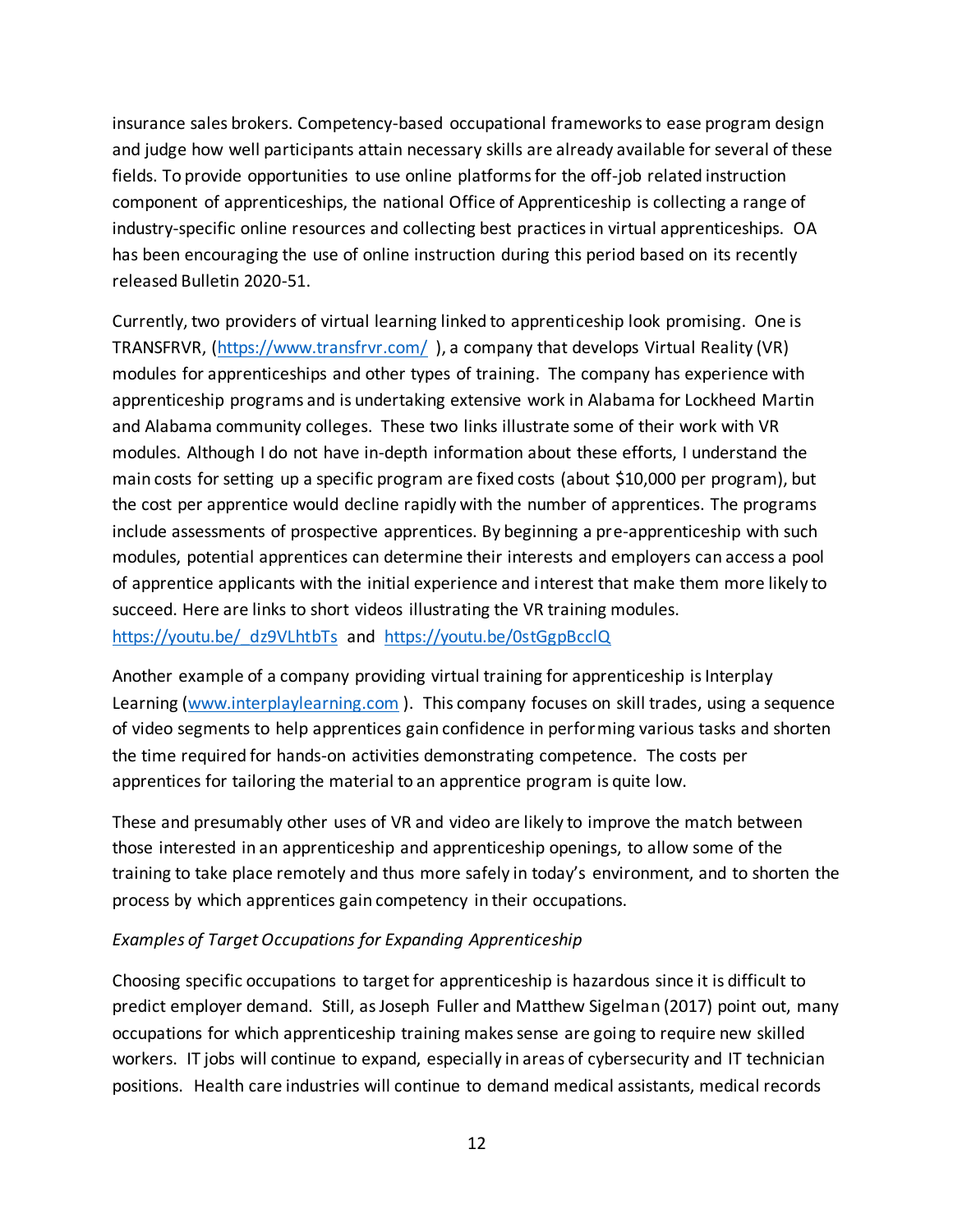insurance sales brokers. Competency-based occupational frameworks to ease program design and judge how well participants attain necessary skills are already available for several of these fields. To provide opportunities to use online platforms for the off-job related instruction component of apprenticeships, the national Office of Apprenticeship is collecting a range of industry-specific online resources and collecting best practices in virtual apprenticeships. OA has been encouraging the use of online instruction during this period based on its recently released Bulletin 2020-51.

Currently, two providers of virtual learning linked to apprenticeship look promising. One is TRANSFRVR, (https://www.transfrvr.com/ ), a company that develops Virtual Reality (VR) modules for apprenticeships and other types of training. The company has experience with apprenticeship programs and is undertaking extensive work in Alabama for Lockheed Martin and Alabama community colleges. These two links illustrate some of their work with VR modules. Although I do not have in-depth information about these efforts, I understand the main costs for setting up a specific program are fixed costs (about $10,000 per program), but the cost per apprentice would decline rapidly with the number of apprentices. The programs include assessments of prospective apprentices. By beginning a pre-apprenticeship with such modules, potential apprentices can determine their interests and employers can access a pool of apprentice applicants with the initial experience and interest that make them more likely to succeed. Here are links to short videos illustrating the VR training modules. https://youtu.be/_dz9VLhtbTs and https://youtu.be/0stGgpBcclQ

Another example of a company providing virtual training for apprenticeship is Interplay Learning (www.interplaylearning.com ). This company focuses on skill trades, using a sequence of video segments to help apprentices gain confidence in performing various tasks and shorten the time required for hands-on activities demonstrating competence. The costs per apprentices for tailoring the material to an apprentice program is quite low.

These and presumably other uses of VR and video are likely to improve the match between those interested in an apprenticeship and apprenticeship openings, to allow some of the training to take place remotely and thus more safely in today's environment, and to shorten the process by which apprentices gain competency in their occupations.

*Examples of Target Occupations for Expanding Apprenticeship*

Choosing specific occupations to target for apprenticeship is hazardous since it is difficult to predict employer demand. Still, as Joseph Fuller and Matthew Sigelman (2017) point out, many occupations for which apprenticeship training makes sense are going to require new skilled workers. IT jobs will continue to expand, especially in areas of cybersecurity and IT technician positions. Health care industries will continue to demand medical assistants, medical records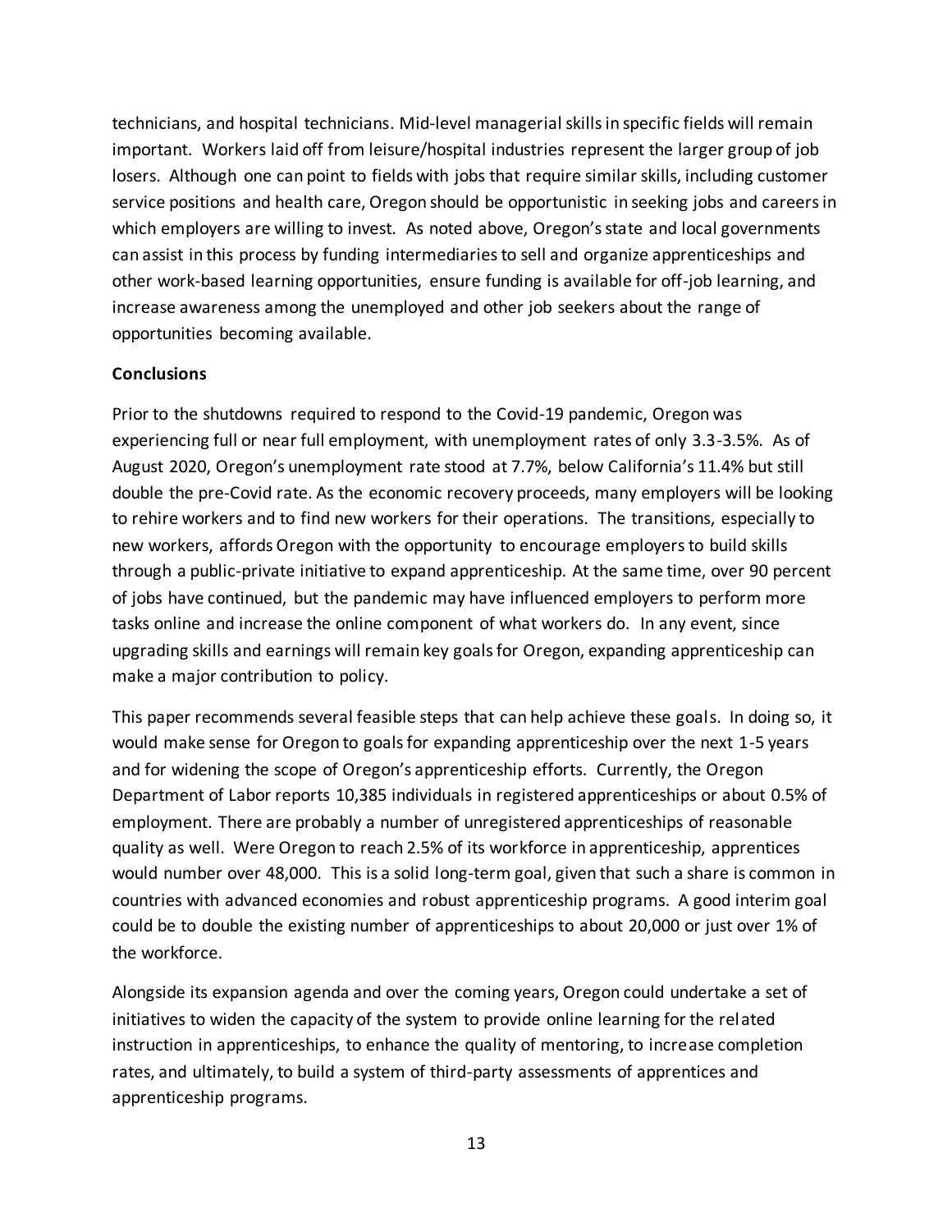technicians, and hospital technicians. Mid-level managerial skills in specific fields will remain important. Workers laid off from leisure/hospital industries represent the larger group of job losers. Although one can point to fields with jobs that require similar skills, including customer service positions and health care, Oregon should be opportunistic in seeking jobs and careers in which employers are willing to invest. As noted above, Oregon's state and local governments can assist in this process by funding intermediaries to sell and organize apprenticeships and other work-based learning opportunities, ensure funding is available for off-job learning, and increase awareness among the unemployed and other job seekers about the range of opportunities becoming available.

**Conclusions**

Prior to the shutdowns required to respond to the Covid-19 pandemic, Oregon was experiencing full or near full employment, with unemployment rates of only 3.3-3.5%. As of August 2020, Oregon's unemployment rate stood at 7.7%, below California's 11.4% but still double the pre-Covid rate. As the economic recovery proceeds, many employers will be looking to rehire workers and to find new workers for their operations. The transitions, especially to new workers, affords Oregon with the opportunity to encourage employers to build skills through a public-private initiative to expand apprenticeship. At the same time, over 90 percent of jobs have continued, but the pandemic may have influenced employers to perform more tasks online and increase the online component of what workers do. In any event, since upgrading skills and earnings will remain key goals for Oregon, expanding apprenticeship can make a major contribution to policy.

This paper recommends several feasible steps that can help achieve these goals. In doing so, it would make sense for Oregon to goals for expanding apprenticeship over the next 1-5 years and for widening the scope of Oregon's apprenticeship efforts. Currently, the Oregon Department of Labor reports 10,385 individuals in registered apprenticeships or about 0.5% of employment. There are probably a number of unregistered apprenticeships of reasonable quality as well. Were Oregon to reach 2.5% of its workforce in apprenticeship, apprentices would number over 48,000. This is a solid long-term goal, given that such a share is common in countries with advanced economies and robust apprenticeship programs. A good interim goal could be to double the existing number of apprenticeships to about 20,000 or just over 1% of the workforce.

Alongside its expansion agenda and over the coming years, Oregon could undertake a set of initiatives to widen the capacity of the system to provide online learning for the related instruction in apprenticeships, to enhance the quality of mentoring, to increase completion rates, and ultimately, to build a system of third-party assessments of apprentices and apprenticeship programs.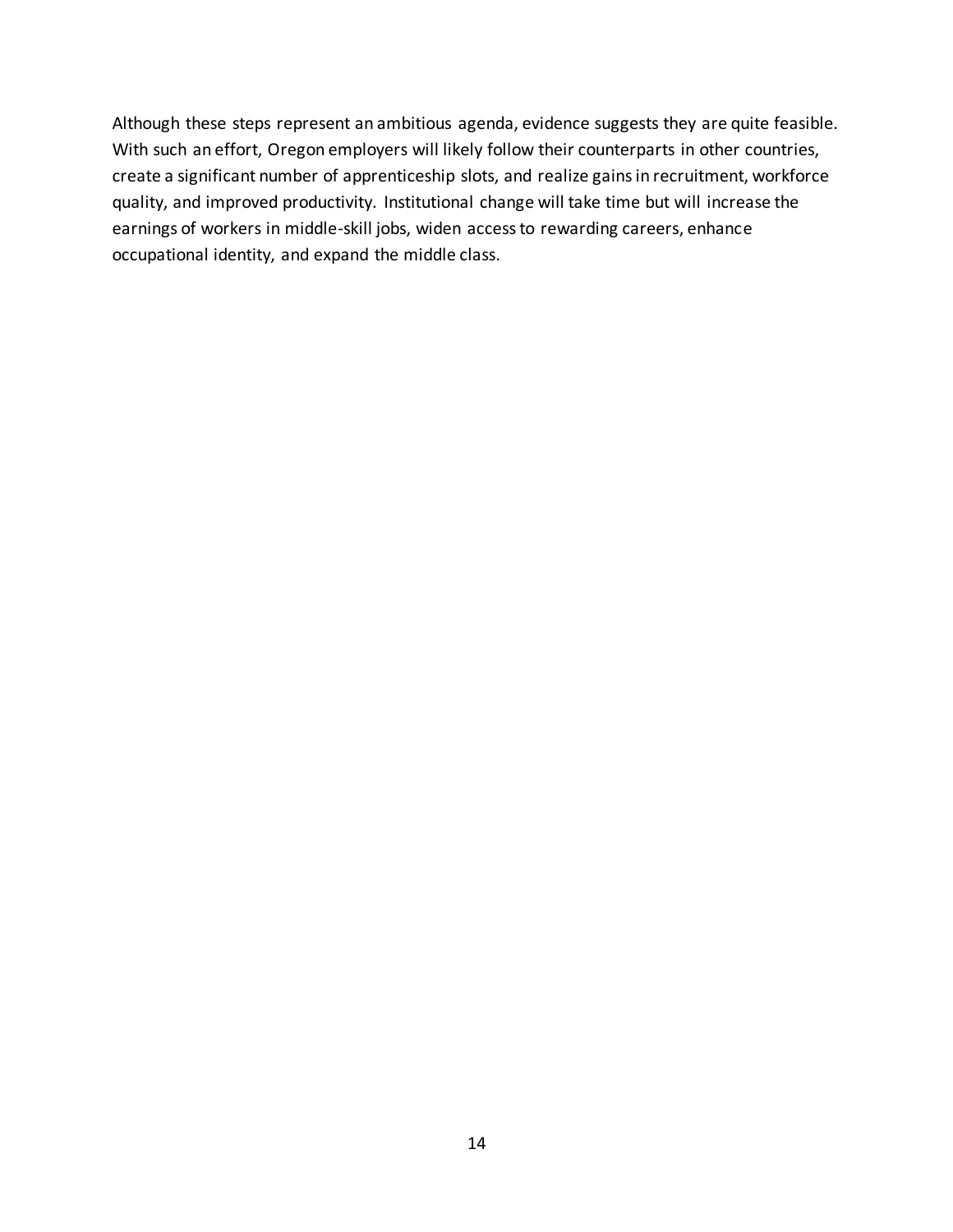Although these steps represent an ambitious agenda, evidence suggests they are quite feasible. With such an effort, Oregon employers will likely follow their counterparts in other countries, create a significant number of apprenticeship slots, and realize gains in recruitment, workforce quality, and improved productivity. Institutional change will take time but will increase the earnings of workers in middle-skill jobs, widen access to rewarding careers, enhance occupational identity, and expand the middle class.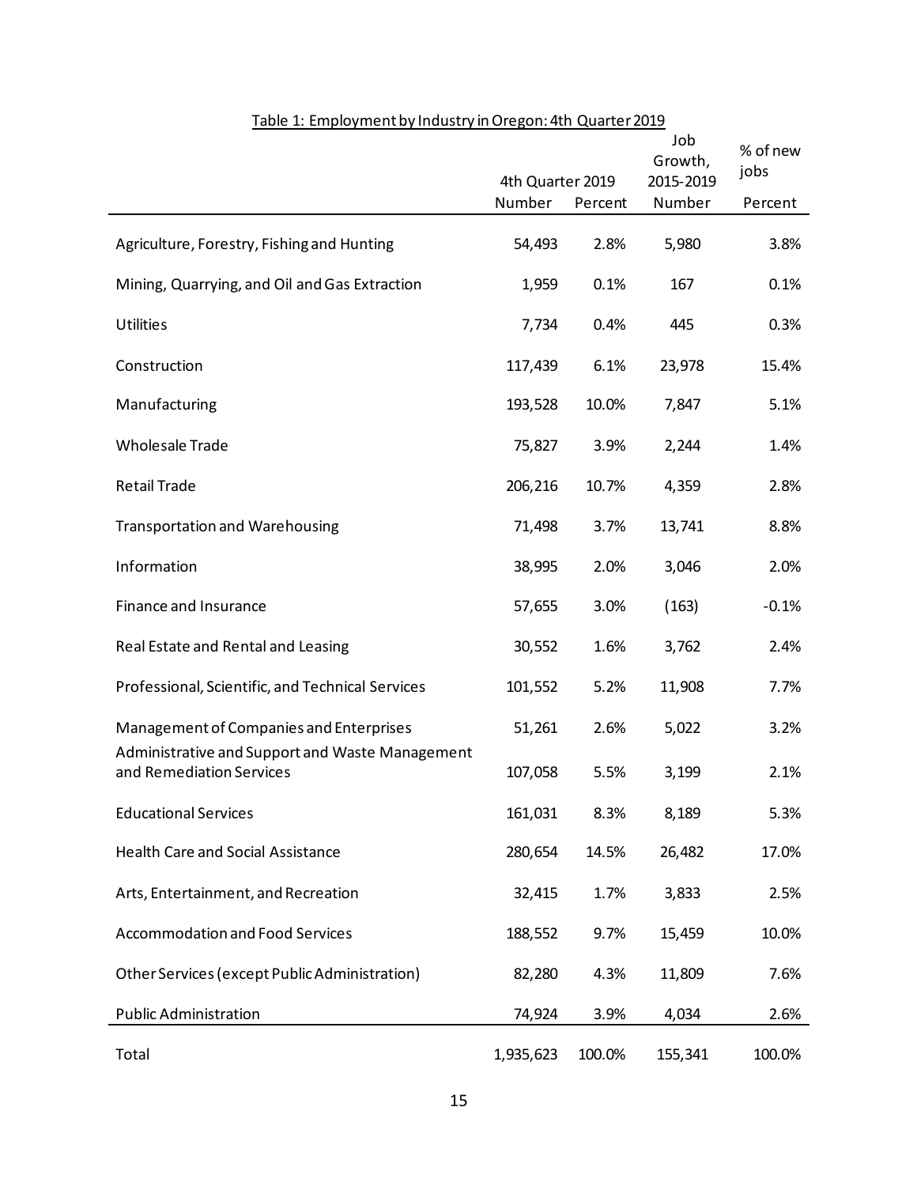Table 1: Employment by Industry in Oregon: 4th Quarter 2019

| | 4th Quarter 2019 | | Job Growth, 2015-2019 | % of new jobs |
|---|---|---|---|---|
| | Number | Percent | Number | Percent |
| Agriculture, Forestry, Fishing and Hunting | 54,493 | 2.8% | 5,980 | 3.8% |
| Mining, Quarrying, and Oil and Gas Extraction | 1,959 | 0.1% | 167 | 0.1% |
| Utilities | 7,734 | 0.4% | 445 | 0.3% |
| Construction | 117,439 | 6.1% | 23,978 | 15.4% |
| Manufacturing | 193,528 | 10.0% | 7,847 | 5.1% |
| Wholesale Trade | 75,827 | 3.9% | 2,244 | 1.4% |
| Retail Trade | 206,216 | 10.7% | 4,359 | 2.8% |
| Transportation and Warehousing | 71,498 | 3.7% | 13,741 | 8.8% |
| Information | 38,995 | 2.0% | 3,046 | 2.0% |
| Finance and Insurance | 57,655 | 3.0% | (163) | -0.1% |
| Real Estate and Rental and Leasing | 30,552 | 1.6% | 3,762 | 2.4% |
| Professional, Scientific, and Technical Services | 101,552 | 5.2% | 11,908 | 7.7% |
| Management of Companies and Enterprises | 51,261 | 2.6% | 5,022 | 3.2% |
| Administrative and Support and Waste Management and Remediation Services | 107,058 | 5.5% | 3,199 | 2.1% |
| Educational Services | 161,031 | 8.3% | 8,189 | 5.3% |
| Health Care and Social Assistance | 280,654 | 14.5% | 26,482 | 17.0% |
| Arts, Entertainment, and Recreation | 32,415 | 1.7% | 3,833 | 2.5% |
| Accommodation and Food Services | 188,552 | 9.7% | 15,459 | 10.0% |
| Other Services (except Public Administration) | 82,280 | 4.3% | 11,809 | 7.6% |
| Public Administration | 74,924 | 3.9% | 4,034 | 2.6% |
| Total | 1,935,623 | 100.0% | 155,341 | 100.0% |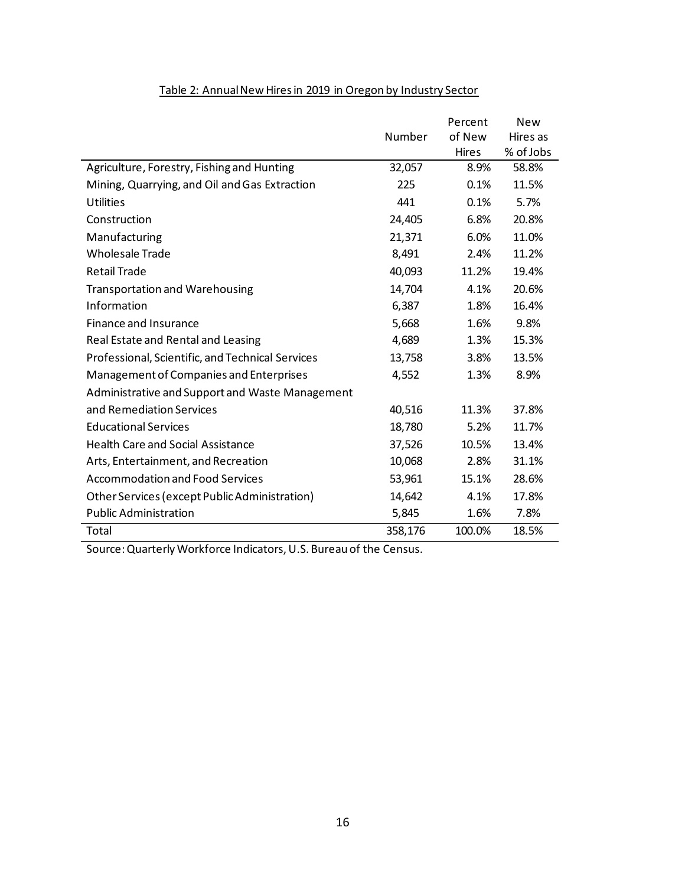Table 2: Annual New Hires in 2019 in Oregon by Industry Sector

| | Number | Percent of New Hires | New Hires as % of Jobs |
|---|---|---|---|
| Agriculture, Forestry, Fishing and Hunting | 32,057 | 8.9% | 58.8% |
| Mining, Quarrying, and Oil and Gas Extraction | 225 | 0.1% | 11.5% |
| Utilities | 441 | 0.1% | 5.7% |
| Construction | 24,405 | 6.8% | 20.8% |
| Manufacturing | 21,371 | 6.0% | 11.0% |
| Wholesale Trade | 8,491 | 2.4% | 11.2% |
| Retail Trade | 40,093 | 11.2% | 19.4% |
| Transportation and Warehousing | 14,704 | 4.1% | 20.6% |
| Information | 6,387 | 1.8% | 16.4% |
| Finance and Insurance | 5,668 | 1.6% | 9.8% |
| Real Estate and Rental and Leasing | 4,689 | 1.3% | 15.3% |
| Professional, Scientific, and Technical Services | 13,758 | 3.8% | 13.5% |
| Management of Companies and Enterprises | 4,552 | 1.3% | 8.9% |
| Administrative and Support and Waste Management and Remediation Services | 40,516 | 11.3% | 37.8% |
| Educational Services | 18,780 | 5.2% | 11.7% |
| Health Care and Social Assistance | 37,526 | 10.5% | 13.4% |
| Arts, Entertainment, and Recreation | 10,068 | 2.8% | 31.1% |
| Accommodation and Food Services | 53,961 | 15.1% | 28.6% |
| Other Services (except Public Administration) | 14,642 | 4.1% | 17.8% |
| Public Administration | 5,845 | 1.6% | 7.8% |
| Total | 358,176 | 100.0% | 18.5% |

Source: Quarterly Workforce Indicators, U.S. Bureau of the Census.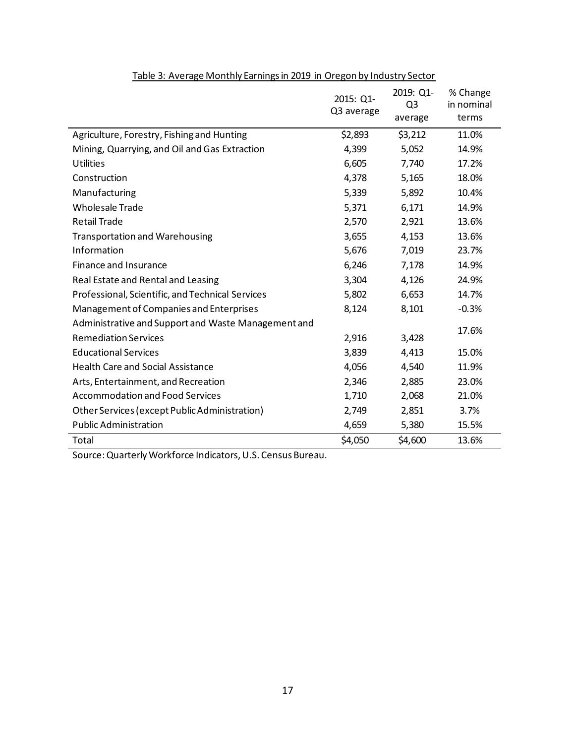Table 3: Average Monthly Earnings in 2019 in Oregon by Industry Sector

| | 2015: Q1-Q3 average | 2019: Q1-Q3 average | % Change in nominal terms |
|---|---|---|---|
| Agriculture, Forestry, Fishing and Hunting | $2,893 | $3,212 | 11.0% |
| Mining, Quarrying, and Oil and Gas Extraction | 4,399 | 5,052 | 14.9% |
| Utilities | 6,605 | 7,740 | 17.2% |
| Construction | 4,378 | 5,165 | 18.0% |
| Manufacturing | 5,339 | 5,892 | 10.4% |
| Wholesale Trade | 5,371 | 6,171 | 14.9% |
| Retail Trade | 2,570 | 2,921 | 13.6% |
| Transportation and Warehousing | 3,655 | 4,153 | 13.6% |
| Information | 5,676 | 7,019 | 23.7% |
| Finance and Insurance | 6,246 | 7,178 | 14.9% |
| Real Estate and Rental and Leasing | 3,304 | 4,126 | 24.9% |
| Professional, Scientific, and Technical Services | 5,802 | 6,653 | 14.7% |
| Management of Companies and Enterprises | 8,124 | 8,101 | -0.3% |
| Administrative and Support and Waste Management and Remediation Services | 2,916 | 3,428 | 17.6% |
| Educational Services | 3,839 | 4,413 | 15.0% |
| Health Care and Social Assistance | 4,056 | 4,540 | 11.9% |
| Arts, Entertainment, and Recreation | 2,346 | 2,885 | 23.0% |
| Accommodation and Food Services | 1,710 | 2,068 | 21.0% |
| Other Services (except Public Administration) | 2,749 | 2,851 | 3.7% |
| Public Administration | 4,659 | 5,380 | 15.5% |
| Total | $4,050 | $4,600 | 13.6% |

Source: Quarterly Workforce Indicators, U.S. Census Bureau.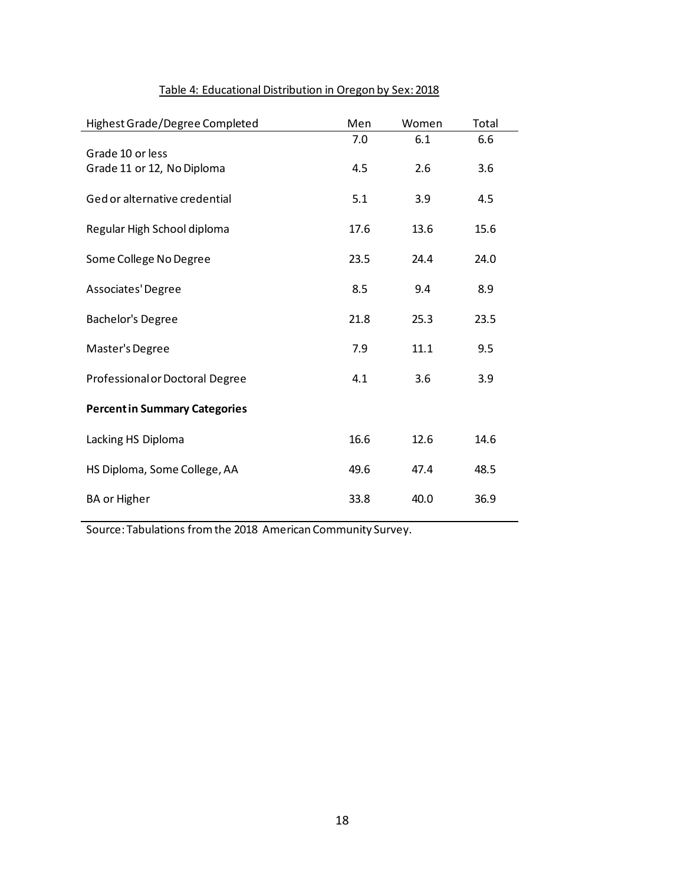Table 4: Educational Distribution in Oregon by Sex: 2018

| Highest Grade/Degree Completed | Men | Women | Total |
|---|---|---|---|
| Grade 10 or less | 7.0 | 6.1 | 6.6 |
| Grade 11 or 12, No Diploma | 4.5 | 2.6 | 3.6 |
| Ged or alternative credential | 5.1 | 3.9 | 4.5 |
| Regular High School diploma | 17.6 | 13.6 | 15.6 |
| Some College No Degree | 23.5 | 24.4 | 24.0 |
| Associates' Degree | 8.5 | 9.4 | 8.9 |
| Bachelor's Degree | 21.8 | 25.3 | 23.5 |
| Master's Degree | 7.9 | 11.1 | 9.5 |
| Professional or Doctoral Degree | 4.1 | 3.6 | 3.9 |
| **Percent in Summary Categories** | | | |
| Lacking HS Diploma | 16.6 | 12.6 | 14.6 |
| HS Diploma, Some College, AA | 49.6 | 47.4 | 48.5 |
| BA or Higher | 33.8 | 40.0 | 36.9 |

Source: Tabulations from the 2018 American Community Survey.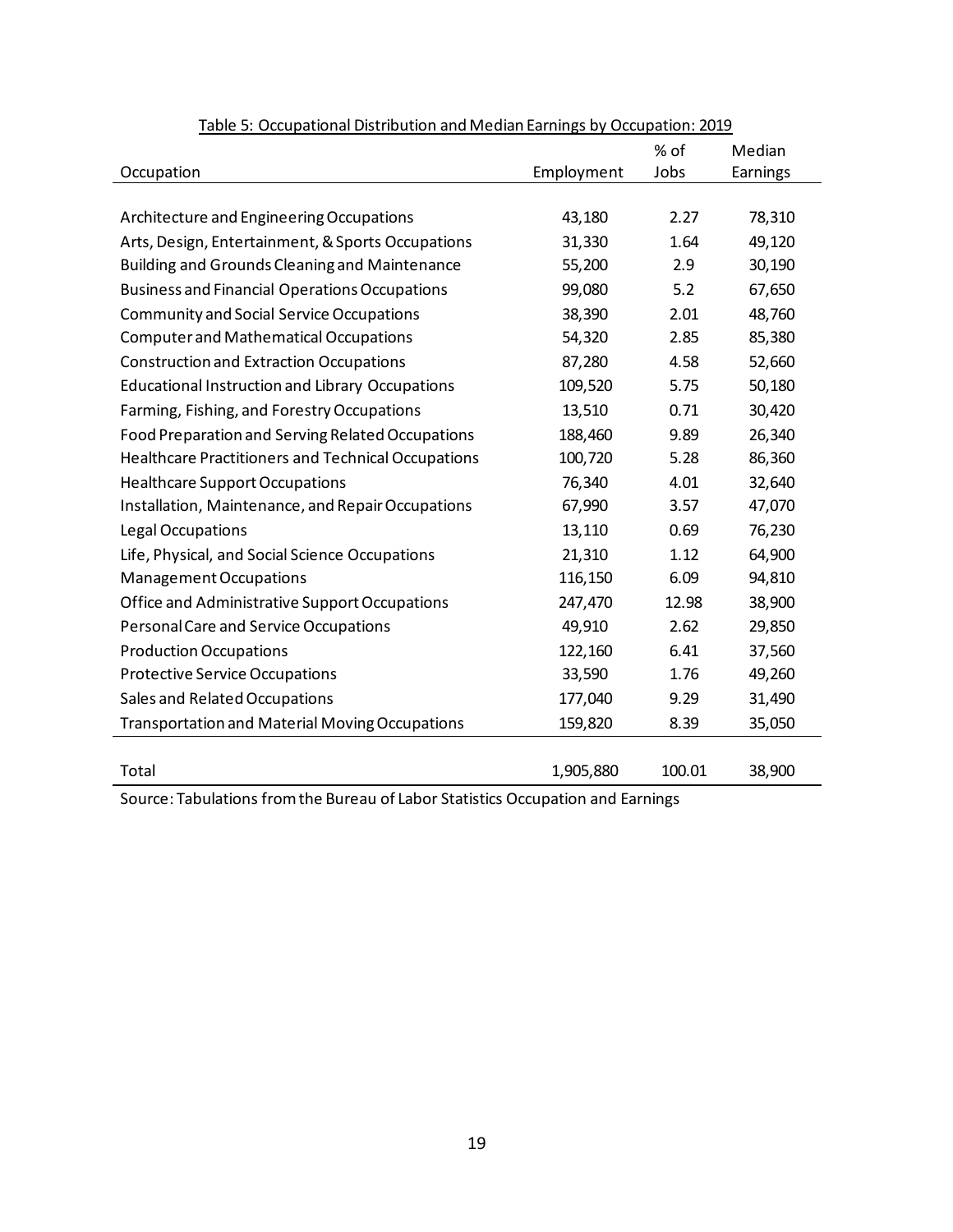Table 5: Occupational Distribution and Median Earnings by Occupation: 2019

| Occupation | Employment | % of Jobs | Median Earnings |
|---|---|---|---|
| Architecture and Engineering Occupations | 43,180 | 2.27 | 78,310 |
| Arts, Design, Entertainment, & Sports Occupations | 31,330 | 1.64 | 49,120 |
| Building and Grounds Cleaning and Maintenance | 55,200 | 2.9 | 30,190 |
| Business and Financial Operations Occupations | 99,080 | 5.2 | 67,650 |
| Community and Social Service Occupations | 38,390 | 2.01 | 48,760 |
| Computer and Mathematical Occupations | 54,320 | 2.85 | 85,380 |
| Construction and Extraction Occupations | 87,280 | 4.58 | 52,660 |
| Educational Instruction and Library Occupations | 109,520 | 5.75 | 50,180 |
| Farming, Fishing, and Forestry Occupations | 13,510 | 0.71 | 30,420 |
| Food Preparation and Serving Related Occupations | 188,460 | 9.89 | 26,340 |
| Healthcare Practitioners and Technical Occupations | 100,720 | 5.28 | 86,360 |
| Healthcare Support Occupations | 76,340 | 4.01 | 32,640 |
| Installation, Maintenance, and Repair Occupations | 67,990 | 3.57 | 47,070 |
| Legal Occupations | 13,110 | 0.69 | 76,230 |
| Life, Physical, and Social Science Occupations | 21,310 | 1.12 | 64,900 |
| Management Occupations | 116,150 | 6.09 | 94,810 |
| Office and Administrative Support Occupations | 247,470 | 12.98 | 38,900 |
| Personal Care and Service Occupations | 49,910 | 2.62 | 29,850 |
| Production Occupations | 122,160 | 6.41 | 37,560 |
| Protective Service Occupations | 33,590 | 1.76 | 49,260 |
| Sales and Related Occupations | 177,040 | 9.29 | 31,490 |
| Transportation and Material Moving Occupations | 159,820 | 8.39 | 35,050 |
| Total | 1,905,880 | 100.01 | 38,900 |

Source: Tabulations from the Bureau of Labor Statistics Occupation and Earnings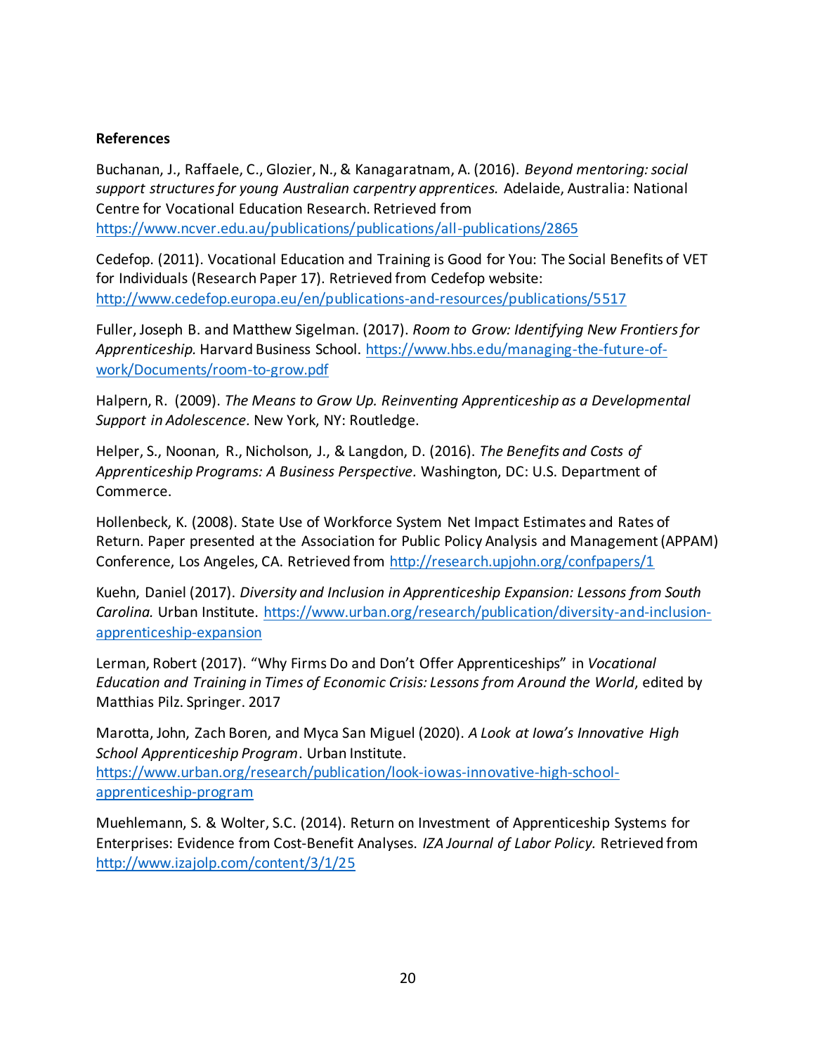**References**

Buchanan, J., Raffaele, C., Glozier, N., & Kanagaratnam, A. (2016). *Beyond mentoring: social support structures for young Australian carpentry apprentices.* Adelaide, Australia: National Centre for Vocational Education Research. Retrieved from https://www.ncver.edu.au/publications/publications/all-publications/2865

Cedefop. (2011). Vocational Education and Training is Good for You: The Social Benefits of VET for Individuals (Research Paper 17). Retrieved from Cedefop website: http://www.cedefop.europa.eu/en/publications-and-resources/publications/5517

Fuller, Joseph B. and Matthew Sigelman. (2017). *Room to Grow: Identifying New Frontiers for Apprenticeship.* Harvard Business School. https://www.hbs.edu/managing-the-future-of-work/Documents/room-to-grow.pdf

Halpern, R. (2009). *The Means to Grow Up. Reinventing Apprenticeship as a Developmental Support in Adolescence.* New York, NY: Routledge.

Helper, S., Noonan, R., Nicholson, J., & Langdon, D. (2016). *The Benefits and Costs of Apprenticeship Programs: A Business Perspective.* Washington, DC: U.S. Department of Commerce.

Hollenbeck, K. (2008). State Use of Workforce System Net Impact Estimates and Rates of Return. Paper presented at the Association for Public Policy Analysis and Management (APPAM) Conference, Los Angeles, CA. Retrieved from http://research.upjohn.org/confpapers/1

Kuehn, Daniel (2017). *Diversity and Inclusion in Apprenticeship Expansion: Lessons from South Carolina.* Urban Institute. https://www.urban.org/research/publication/diversity-and-inclusion-apprenticeship-expansion

Lerman, Robert (2017). "Why Firms Do and Don't Offer Apprenticeships" in *Vocational Education and Training in Times of Economic Crisis: Lessons from Around the World*, edited by Matthias Pilz. Springer. 2017

Marotta, John, Zach Boren, and Myca San Miguel (2020). *A Look at Iowa's Innovative High School Apprenticeship Program*. Urban Institute. https://www.urban.org/research/publication/look-iowas-innovative-high-school-apprenticeship-program

Muehlemann, S. & Wolter, S.C. (2014). Return on Investment of Apprenticeship Systems for Enterprises: Evidence from Cost-Benefit Analyses. *IZA Journal of Labor Policy.* Retrieved from http://www.izajolp.com/content/3/1/25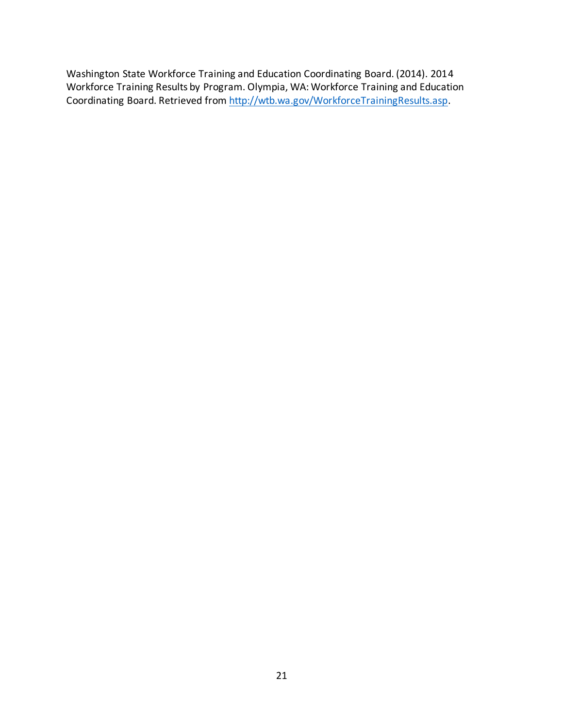Washington State Workforce Training and Education Coordinating Board. (2014). 2014 Workforce Training Results by Program. Olympia, WA: Workforce Training and Education Coordinating Board. Retrieved from http://wtb.wa.gov/WorkforceTrainingResults.asp.